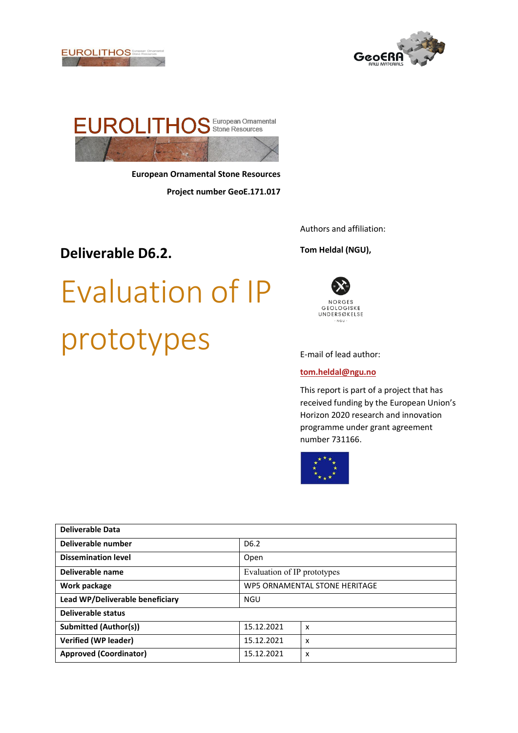EUROLITHOS European Ornamental Stone Resources

**European Ornamental Stone Resources**

**Project number GeoE.171.017**

Authors and affiliation:

**Tom Heldal (NGU),**

NORGES GEOLOGISKE UNDERSØKELSE - NGU -

# Deliverable D6.2.

# Evaluation of IP prototypes

E-mail of lead author:

**tom.heldal@ngu.no**

This report is part of a project that has received funding by the European Union's Horizon 2020 research and innovation programme under grant agreement number 731166.

| Deliverable Data | | |
|---|---|---|
| **Deliverable number** | D6.2 | |
| **Dissemination level** | Open | |
| **Deliverable name** | Evaluation of IP prototypes | |
| **Work package** | WP5 ORNAMENTAL STONE HERITAGE | |
| **Lead WP/Deliverable beneficiary** | NGU | |
| **Deliverable status** | | |
| **Submitted (Author(s))** | 15.12.2021 | x |
| **Verified (WP leader)** | 15.12.2021 | x |
| **Approved (Coordinator)** | 15.12.2021 | x |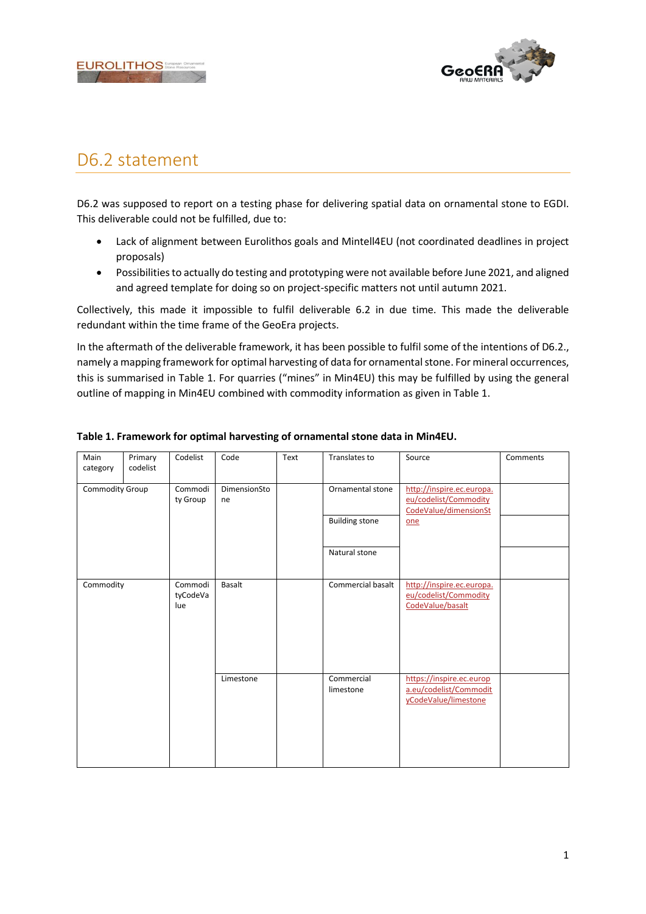# D6.2 statement

D6.2 was supposed to report on a testing phase for delivering spatial data on ornamental stone to EGDI. This deliverable could not be fulfilled, due to:

- Lack of alignment between Eurolithos goals and Mintell4EU (not coordinated deadlines in project proposals)
- Possibilities to actually do testing and prototyping were not available before June 2021, and aligned and agreed template for doing so on project-specific matters not until autumn 2021.

Collectively, this made it impossible to fulfil deliverable 6.2 in due time. This made the deliverable redundant within the time frame of the GeoEra projects.

In the aftermath of the deliverable framework, it has been possible to fulfil some of the intentions of D6.2., namely a mapping framework for optimal harvesting of data for ornamental stone. For mineral occurrences, this is summarised in Table 1. For quarries ("mines" in Min4EU) this may be fulfilled by using the general outline of mapping in Min4EU combined with commodity information as given in Table 1.

**Table 1. Framework for optimal harvesting of ornamental stone data in Min4EU.**

| Main category | Primary codelist | Codelist | Code | Text | Translates to | Source | Comments |
|---|---|---|---|---|---|---|---|
| Commodity Group | | Commodity Group | DimensionStone | | Ornamental stone | http://inspire.ec.europa.eu/codelist/CommodityCodeValue/dimensionStone | |
| | | | | | Building stone | | |
| | | | | | Natural stone | | |
| Commodity | | CommodityCodeValue | Basalt | | Commercial basalt | http://inspire.ec.europa.eu/codelist/CommodityCodeValue/basalt | |
| | | | Limestone | | Commercial limestone | https://inspire.ec.europa.eu/codelist/CommodityCodeValue/limestone | |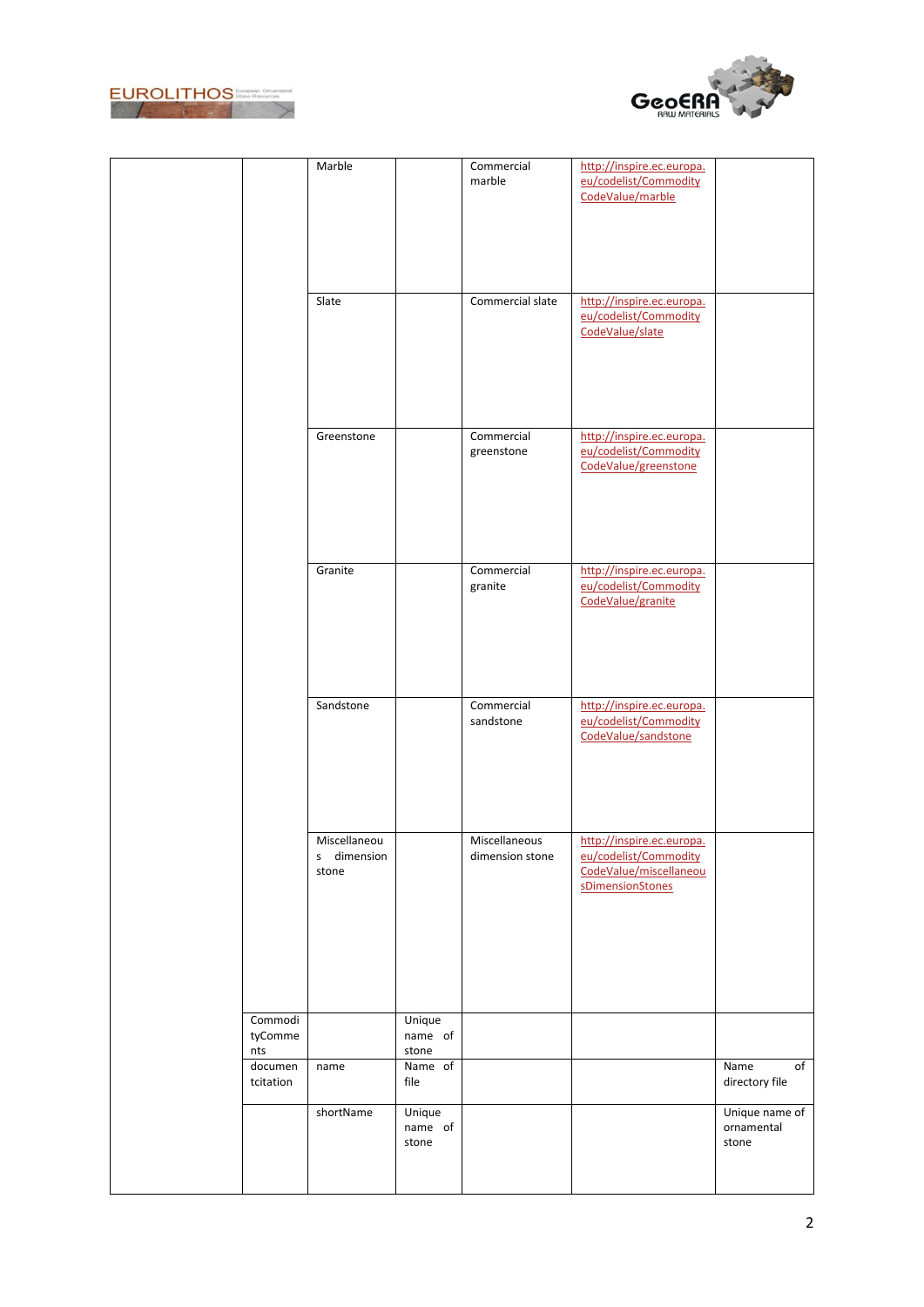|  |  | Marble |  | Commercial marble | http://inspire.ec.europa.eu/codelist/CommodityCodeValue/marble |  |
|---|---|---|---|---|---|---|
|  |  | Slate |  | Commercial slate | http://inspire.ec.europa.eu/codelist/CommodityCodeValue/slate |  |
|  |  | Greenstone |  | Commercial greenstone | http://inspire.ec.europa.eu/codelist/CommodityCodeValue/greenstone |  |
|  |  | Granite |  | Commercial granite | http://inspire.ec.europa.eu/codelist/CommodityCodeValue/granite |  |
|  |  | Sandstone |  | Commercial sandstone | http://inspire.ec.europa.eu/codelist/CommodityCodeValue/sandstone |  |
|  |  | Miscellaneous dimension stone |  | Miscellaneous dimension stone | http://inspire.ec.europa.eu/codelist/CommodityCodeValue/miscellaneousDimensionStones |  |
|  | CommodityComments |  | Unique name of stone |  |  |  |
|  | documentcitation | name | Name of file |  |  | Name of directory file |
|  |  | shortName | Unique name of stone |  |  | Unique name of ornamental stone |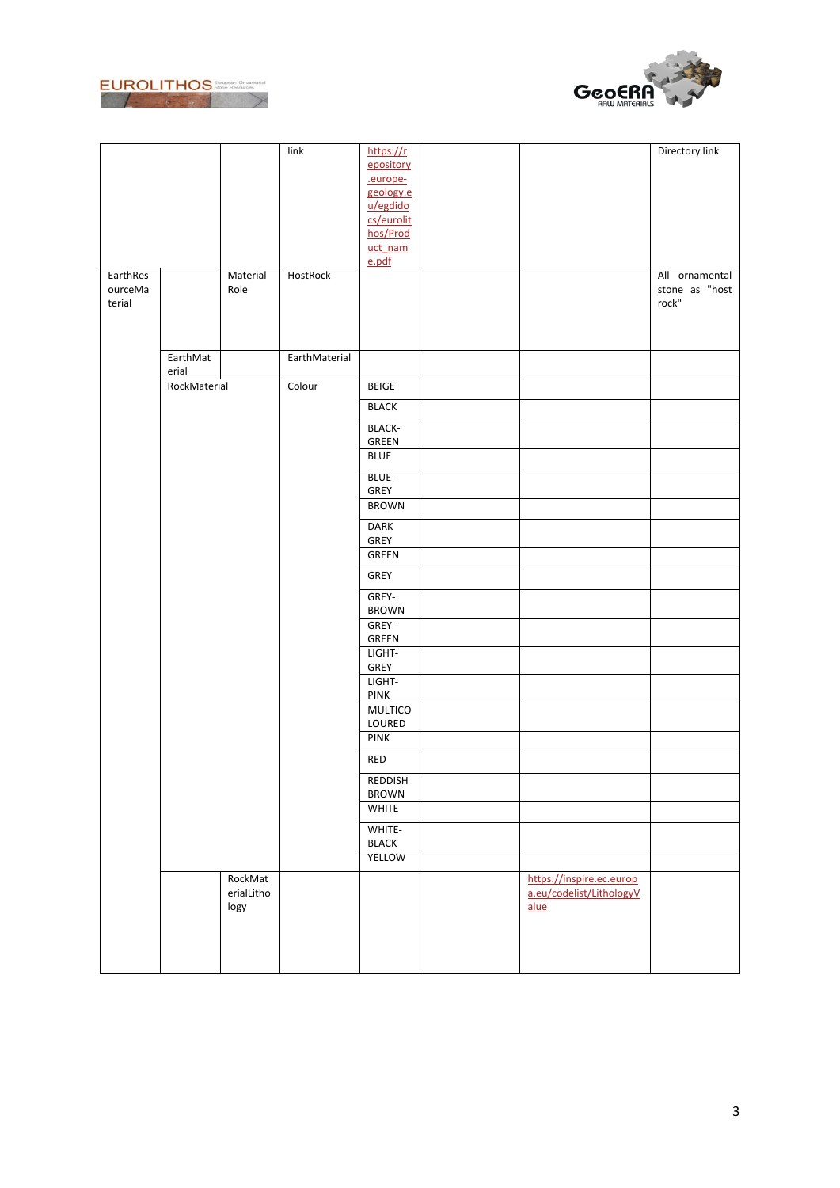| | | | | | | | |
|---|---|---|---|---|---|---|---|
| | | | link | https://repository.europe-geology.eu/egdidocs/eurolithos/Product_name.pdf | | | Directory link |
| EarthResourceMaterial | | Material Role | HostRock | | | | All ornamental stone as "host rock" |
| | EarthMaterial | | EarthMaterial | | | | |
| | RockMaterial | | Colour | BEIGE | | | |
| | | | | BLACK | | | |
| | | | | BLACK-GREEN | | | |
| | | | | BLUE | | | |
| | | | | BLUE-GREY | | | |
| | | | | BROWN | | | |
| | | | | DARK GREY | | | |
| | | | | GREEN | | | |
| | | | | GREY | | | |
| | | | | GREY-BROWN | | | |
| | | | | GREY-GREEN | | | |
| | | | | LIGHT-GREY | | | |
| | | | | LIGHT-PINK | | | |
| | | | | MULTICOLOURED | | | |
| | | | | PINK | | | |
| | | | | RED | | | |
| | | | | REDDISH BROWN | | | |
| | | | | WHITE | | | |
| | | | | WHITE-BLACK | | | |
| | | | | YELLOW | | | |
| | | RockMaterialLithology | | | | https://inspire.ec.europa.eu/codelist/LithologyValue | |